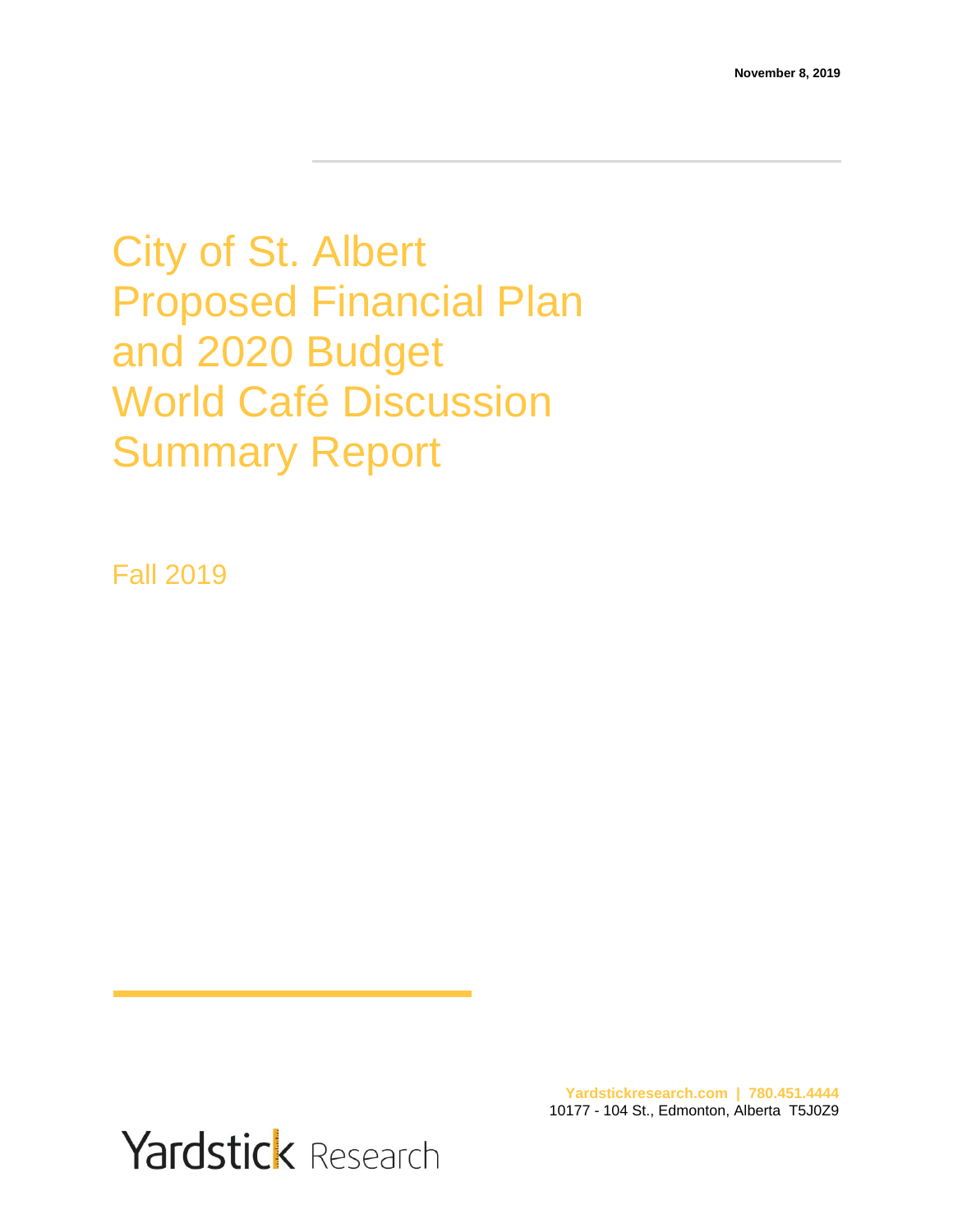November 8, 2019

# City of St. Albert Proposed Financial Plan and 2020 Budget World Café Discussion Summary Report

Fall 2019

**Yardstickresearch.com | 780.451.4444**
10177 - 104 St., Edmonton, Alberta T5J0Z9

Yardstick Research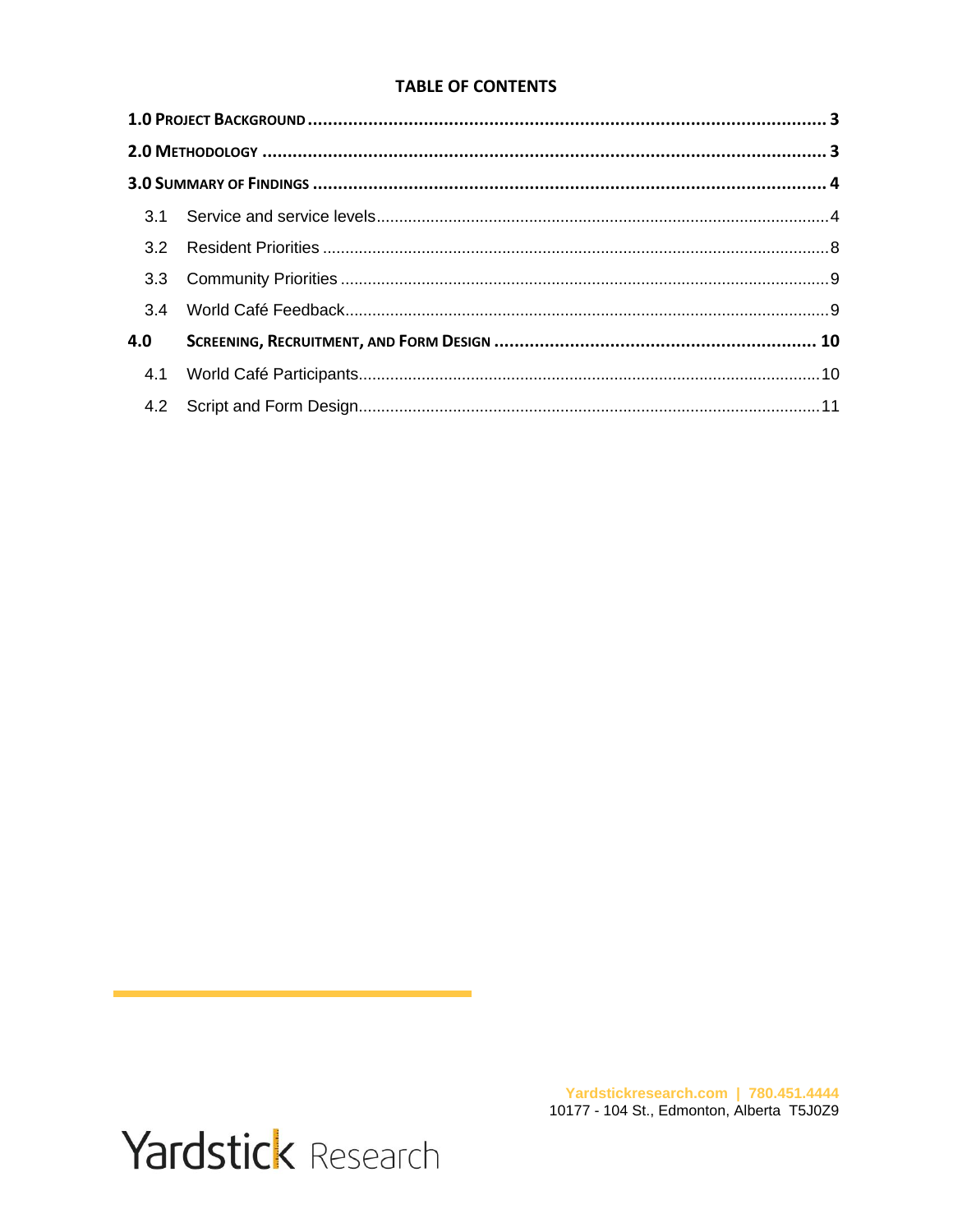**TABLE OF CONTENTS**

**1.0 PROJECT BACKGROUND** ........................................................ **3**

**2.0 METHODOLOGY** ........................................................ **3**

**3.0 SUMMARY OF FINDINGS** ........................................................ **4**

3.1 Service and service levels ........................................................ 4

3.2 Resident Priorities ........................................................ 8

3.3 Community Priorities ........................................................ 9

3.4 World Café Feedback ........................................................ 9

**4.0 SCREENING, RECRUITMENT, AND FORM DESIGN** ........................................................ **10**

4.1 World Café Participants ........................................................ 10

4.2 Script and Form Design ........................................................ 11

Yardstickresearch.com | 780.451.4444
10177 - 104 St., Edmonton, Alberta T5J0Z9

Yardstick Research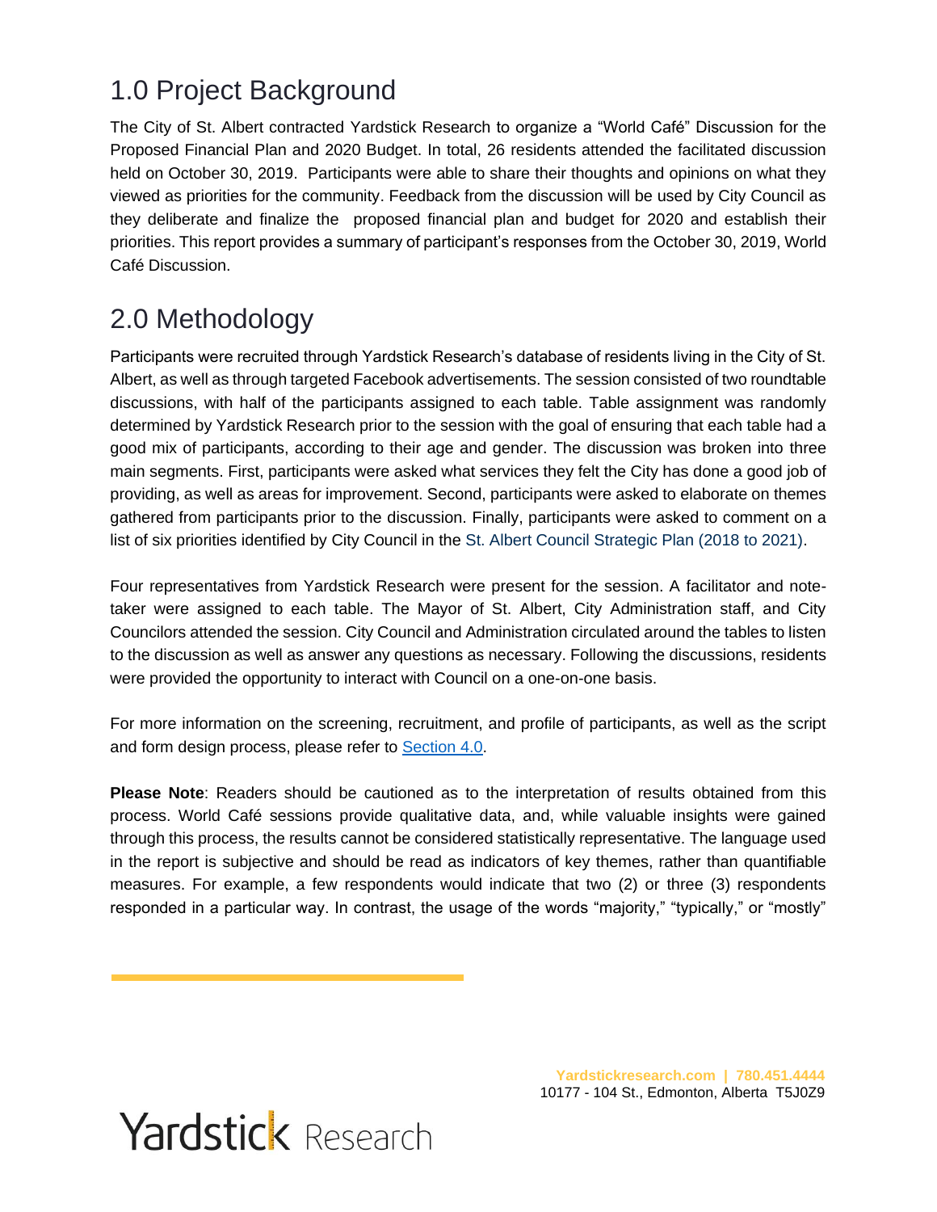## 1.0 Project Background

The City of St. Albert contracted Yardstick Research to organize a "World Café" Discussion for the Proposed Financial Plan and 2020 Budget. In total, 26 residents attended the facilitated discussion held on October 30, 2019. Participants were able to share their thoughts and opinions on what they viewed as priorities for the community. Feedback from the discussion will be used by City Council as they deliberate and finalize the proposed financial plan and budget for 2020 and establish their priorities. This report provides a summary of participant's responses from the October 30, 2019, World Café Discussion.

## 2.0 Methodology

Participants were recruited through Yardstick Research's database of residents living in the City of St. Albert, as well as through targeted Facebook advertisements. The session consisted of two roundtable discussions, with half of the participants assigned to each table. Table assignment was randomly determined by Yardstick Research prior to the session with the goal of ensuring that each table had a good mix of participants, according to their age and gender. The discussion was broken into three main segments. First, participants were asked what services they felt the City has done a good job of providing, as well as areas for improvement. Second, participants were asked to elaborate on themes gathered from participants prior to the discussion. Finally, participants were asked to comment on a list of six priorities identified by City Council in the St. Albert Council Strategic Plan (2018 to 2021).

Four representatives from Yardstick Research were present for the session. A facilitator and note-taker were assigned to each table. The Mayor of St. Albert, City Administration staff, and City Councilors attended the session. City Council and Administration circulated around the tables to listen to the discussion as well as answer any questions as necessary. Following the discussions, residents were provided the opportunity to interact with Council on a one-on-one basis.

For more information on the screening, recruitment, and profile of participants, as well as the script and form design process, please refer to Section 4.0.

**Please Note**: Readers should be cautioned as to the interpretation of results obtained from this process. World Café sessions provide qualitative data, and, while valuable insights were gained through this process, the results cannot be considered statistically representative. The language used in the report is subjective and should be read as indicators of key themes, rather than quantifiable measures. For example, a few respondents would indicate that two (2) or three (3) respondents responded in a particular way. In contrast, the usage of the words "majority," "typically," or "mostly"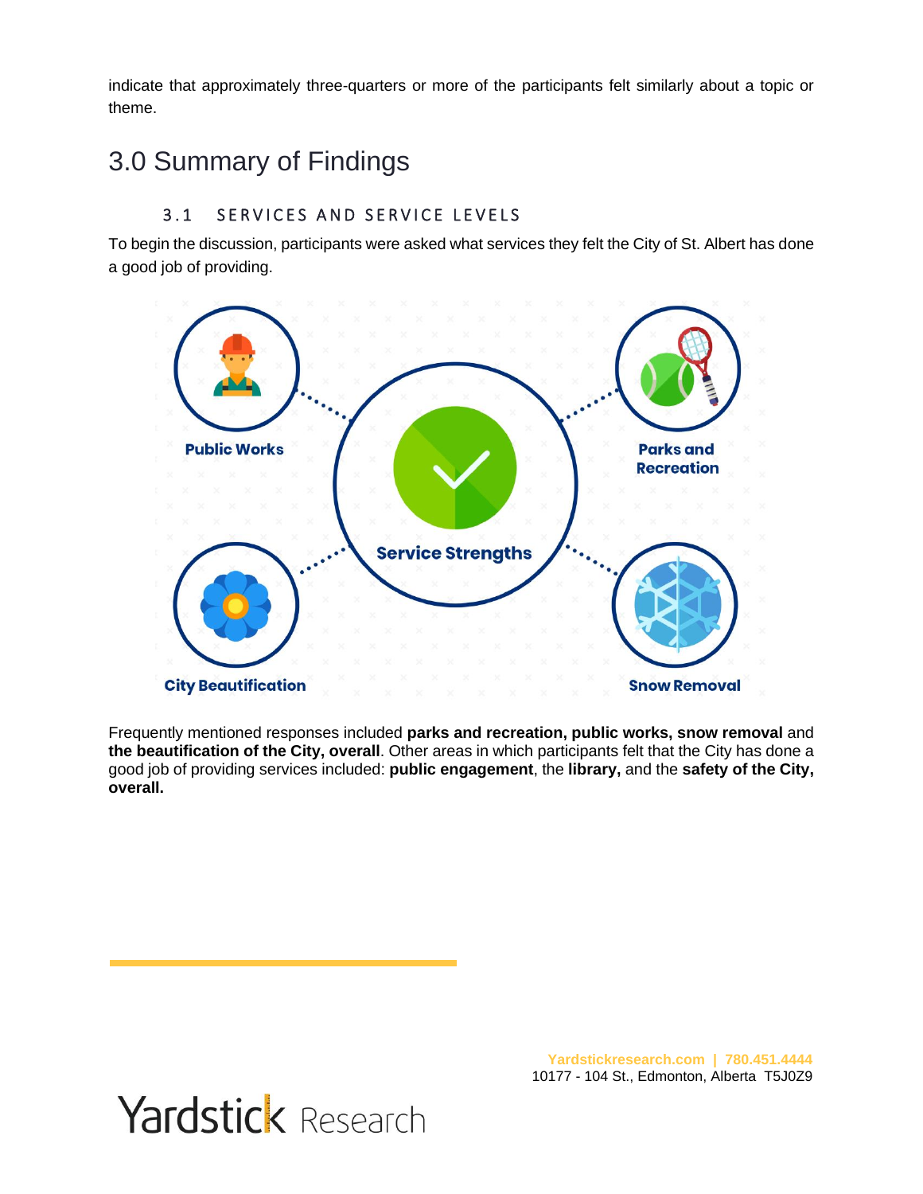indicate that approximately three-quarters or more of the participants felt similarly about a topic or theme.

# 3.0 Summary of Findings

## 3.1 SERVICES AND SERVICE LEVELS

To begin the discussion, participants were asked what services they felt the City of St. Albert has done a good job of providing.

Public Works

Parks and Recreation

Service Strengths

City Beautification

Snow Removal

Frequently mentioned responses included **parks and recreation, public works, snow removal** and **the beautification of the City, overall**. Other areas in which participants felt that the City has done a good job of providing services included: **public engagement**, the **library,** and the **safety of the City, overall.**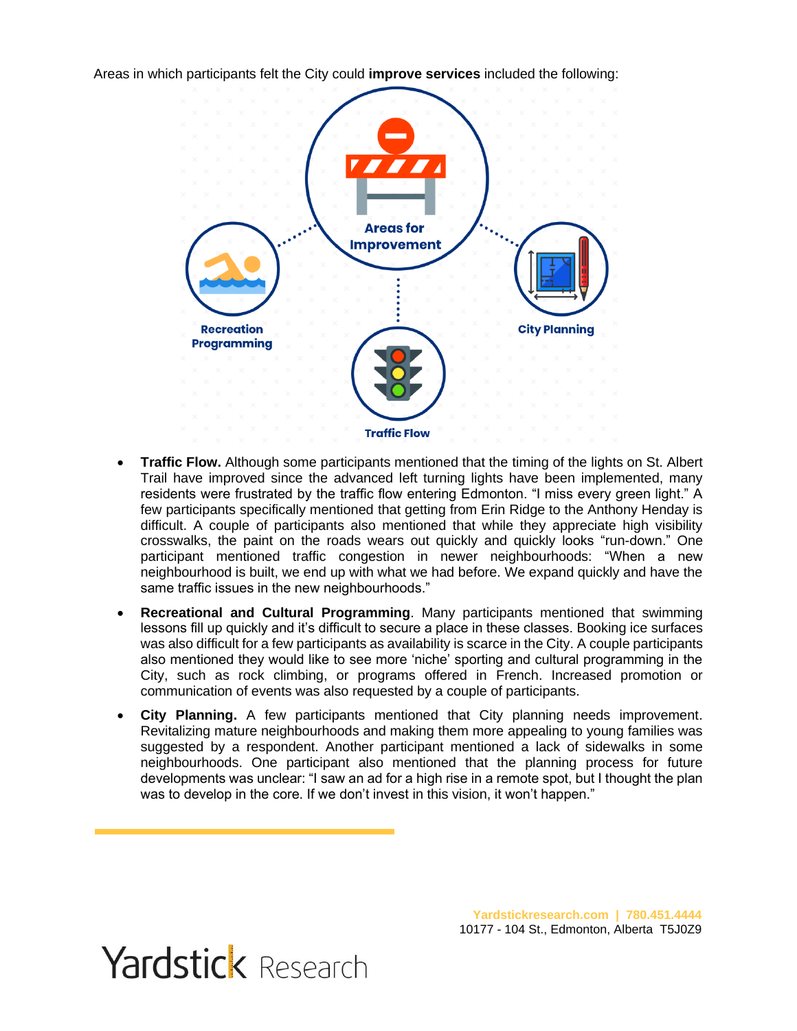Areas in which participants felt the City could **improve services** included the following:

Areas for Improvement

Recreation Programming

City Planning

Traffic Flow

- **Traffic Flow.** Although some participants mentioned that the timing of the lights on St. Albert Trail have improved since the advanced left turning lights have been implemented, many residents were frustrated by the traffic flow entering Edmonton. "I miss every green light." A few participants specifically mentioned that getting from Erin Ridge to the Anthony Henday is difficult. A couple of participants also mentioned that while they appreciate high visibility crosswalks, the paint on the roads wears out quickly and quickly looks "run-down." One participant mentioned traffic congestion in newer neighbourhoods: "When a new neighbourhood is built, we end up with what we had before. We expand quickly and have the same traffic issues in the new neighbourhoods."
- **Recreational and Cultural Programming**. Many participants mentioned that swimming lessons fill up quickly and it's difficult to secure a place in these classes. Booking ice surfaces was also difficult for a few participants as availability is scarce in the City. A couple participants also mentioned they would like to see more 'niche' sporting and cultural programming in the City, such as rock climbing, or programs offered in French. Increased promotion or communication of events was also requested by a couple of participants.
- **City Planning.** A few participants mentioned that City planning needs improvement. Revitalizing mature neighbourhoods and making them more appealing to young families was suggested by a respondent. Another participant mentioned a lack of sidewalks in some neighbourhoods. One participant also mentioned that the planning process for future developments was unclear: "I saw an ad for a high rise in a remote spot, but I thought the plan was to develop in the core. If we don't invest in this vision, it won't happen."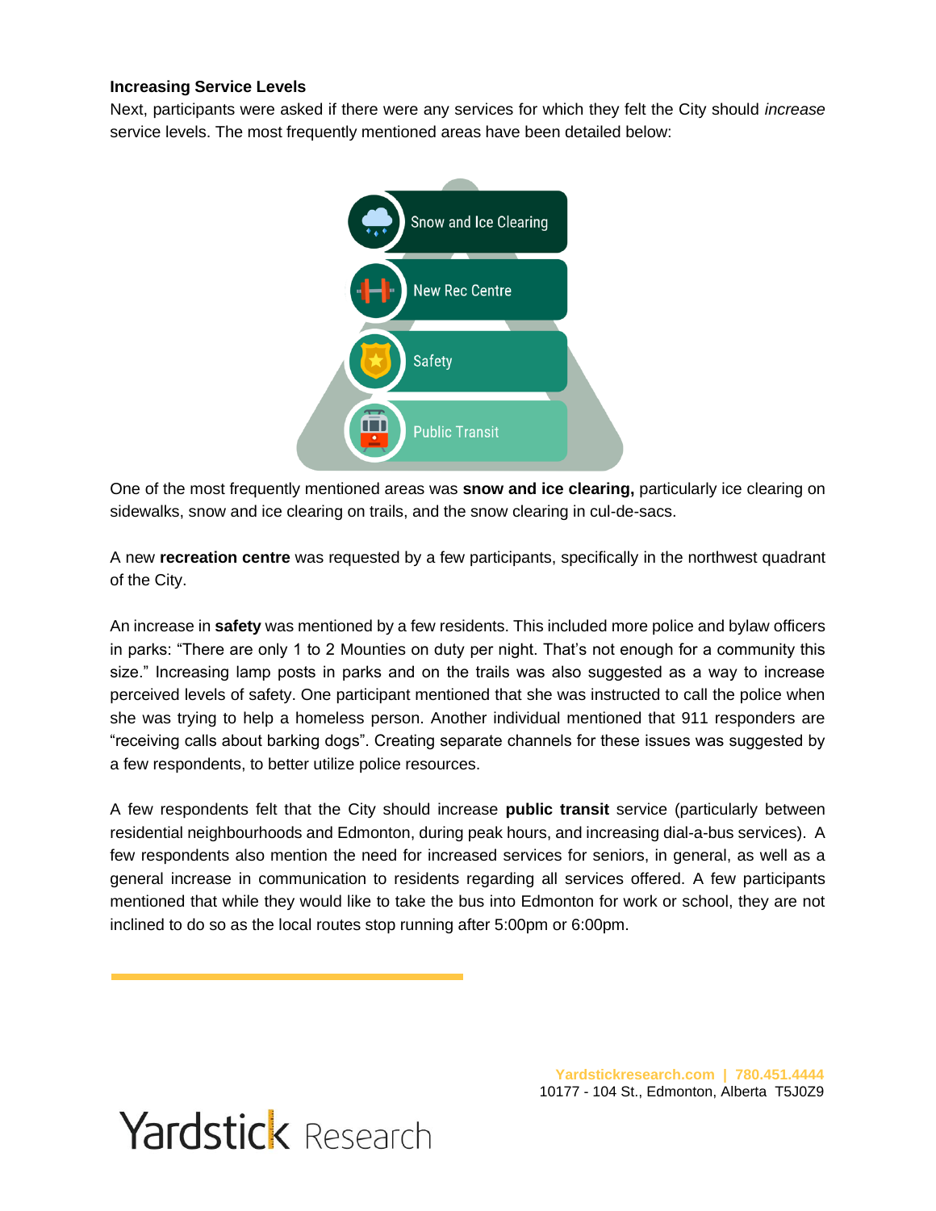**Increasing Service Levels**

Next, participants were asked if there were any services for which they felt the City should *increase* service levels. The most frequently mentioned areas have been detailed below:

- Snow and Ice Clearing
- New Rec Centre
- Safety
- Public Transit

One of the most frequently mentioned areas was **snow and ice clearing,** particularly ice clearing on sidewalks, snow and ice clearing on trails, and the snow clearing in cul-de-sacs.

A new **recreation centre** was requested by a few participants, specifically in the northwest quadrant of the City.

An increase in **safety** was mentioned by a few residents. This included more police and bylaw officers in parks: "There are only 1 to 2 Mounties on duty per night. That's not enough for a community this size." Increasing lamp posts in parks and on the trails was also suggested as a way to increase perceived levels of safety. One participant mentioned that she was instructed to call the police when she was trying to help a homeless person. Another individual mentioned that 911 responders are "receiving calls about barking dogs". Creating separate channels for these issues was suggested by a few respondents, to better utilize police resources.

A few respondents felt that the City should increase **public transit** service (particularly between residential neighbourhoods and Edmonton, during peak hours, and increasing dial-a-bus services). A few respondents also mention the need for increased services for seniors, in general, as well as a general increase in communication to residents regarding all services offered. A few participants mentioned that while they would like to take the bus into Edmonton for work or school, they are not inclined to do so as the local routes stop running after 5:00pm or 6:00pm.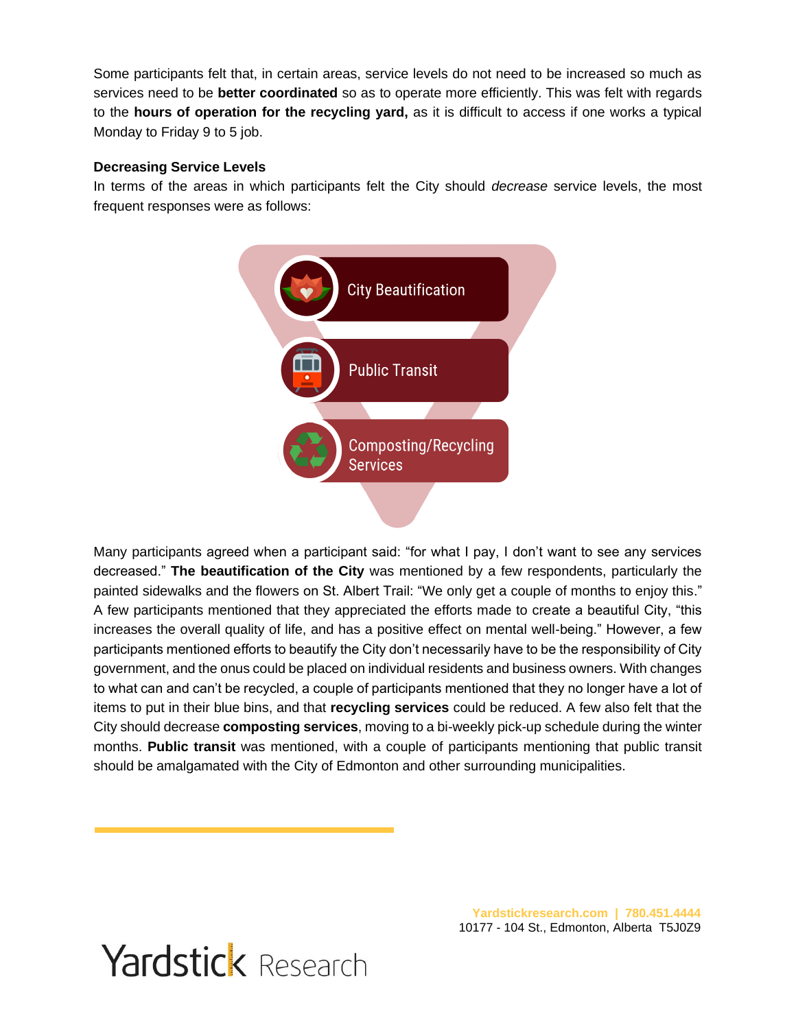Some participants felt that, in certain areas, service levels do not need to be increased so much as services need to be **better coordinated** so as to operate more efficiently. This was felt with regards to the **hours of operation for the recycling yard,** as it is difficult to access if one works a typical Monday to Friday 9 to 5 job.

**Decreasing Service Levels**

In terms of the areas in which participants felt the City should *decrease* service levels, the most frequent responses were as follows:

- City Beautification
- Public Transit
- Composting/Recycling Services

Many participants agreed when a participant said: "for what I pay, I don't want to see any services decreased." **The beautification of the City** was mentioned by a few respondents, particularly the painted sidewalks and the flowers on St. Albert Trail: "We only get a couple of months to enjoy this." A few participants mentioned that they appreciated the efforts made to create a beautiful City, "this increases the overall quality of life, and has a positive effect on mental well-being." However, a few participants mentioned efforts to beautify the City don't necessarily have to be the responsibility of City government, and the onus could be placed on individual residents and business owners. With changes to what can and can't be recycled, a couple of participants mentioned that they no longer have a lot of items to put in their blue bins, and that **recycling services** could be reduced. A few also felt that the City should decrease **composting services**, moving to a bi-weekly pick-up schedule during the winter months. **Public transit** was mentioned, with a couple of participants mentioning that public transit should be amalgamated with the City of Edmonton and other surrounding municipalities.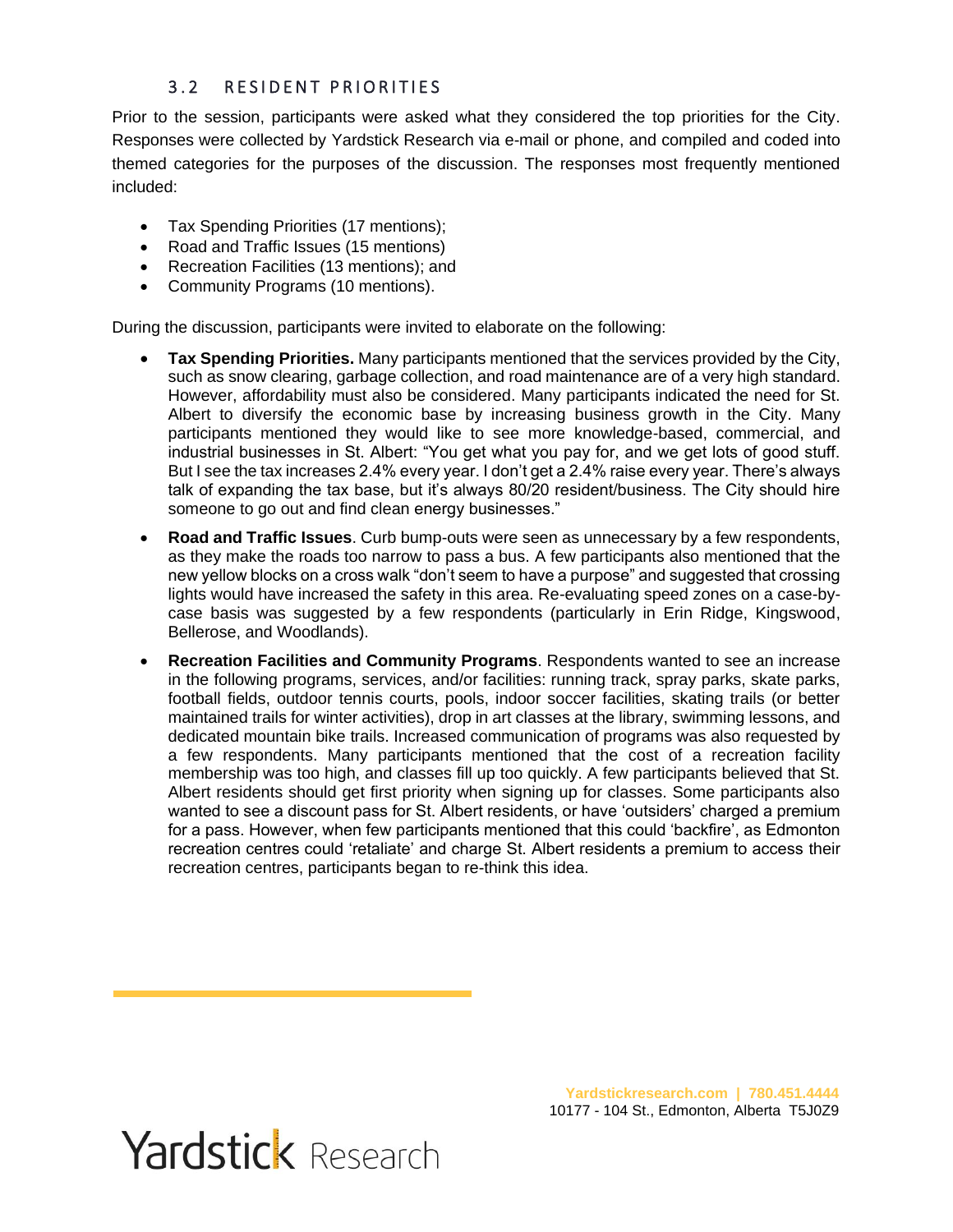### 3.2 RESIDENT PRIORITIES

Prior to the session, participants were asked what they considered the top priorities for the City. Responses were collected by Yardstick Research via e-mail or phone, and compiled and coded into themed categories for the purposes of the discussion. The responses most frequently mentioned included:

- Tax Spending Priorities (17 mentions);
- Road and Traffic Issues (15 mentions)
- Recreation Facilities (13 mentions); and
- Community Programs (10 mentions).

During the discussion, participants were invited to elaborate on the following:

- **Tax Spending Priorities.** Many participants mentioned that the services provided by the City, such as snow clearing, garbage collection, and road maintenance are of a very high standard. However, affordability must also be considered. Many participants indicated the need for St. Albert to diversify the economic base by increasing business growth in the City. Many participants mentioned they would like to see more knowledge-based, commercial, and industrial businesses in St. Albert: "You get what you pay for, and we get lots of good stuff. But I see the tax increases 2.4% every year. I don't get a 2.4% raise every year. There's always talk of expanding the tax base, but it's always 80/20 resident/business. The City should hire someone to go out and find clean energy businesses."
- **Road and Traffic Issues**. Curb bump-outs were seen as unnecessary by a few respondents, as they make the roads too narrow to pass a bus. A few participants also mentioned that the new yellow blocks on a cross walk "don't seem to have a purpose" and suggested that crossing lights would have increased the safety in this area. Re-evaluating speed zones on a case-by-case basis was suggested by a few respondents (particularly in Erin Ridge, Kingswood, Bellerose, and Woodlands).
- **Recreation Facilities and Community Programs**. Respondents wanted to see an increase in the following programs, services, and/or facilities: running track, spray parks, skate parks, football fields, outdoor tennis courts, pools, indoor soccer facilities, skating trails (or better maintained trails for winter activities), drop in art classes at the library, swimming lessons, and dedicated mountain bike trails. Increased communication of programs was also requested by a few respondents. Many participants mentioned that the cost of a recreation facility membership was too high, and classes fill up too quickly. A few participants believed that St. Albert residents should get first priority when signing up for classes. Some participants also wanted to see a discount pass for St. Albert residents, or have 'outsiders' charged a premium for a pass. However, when few participants mentioned that this could 'backfire', as Edmonton recreation centres could 'retaliate' and charge St. Albert residents a premium to access their recreation centres, participants began to re-think this idea.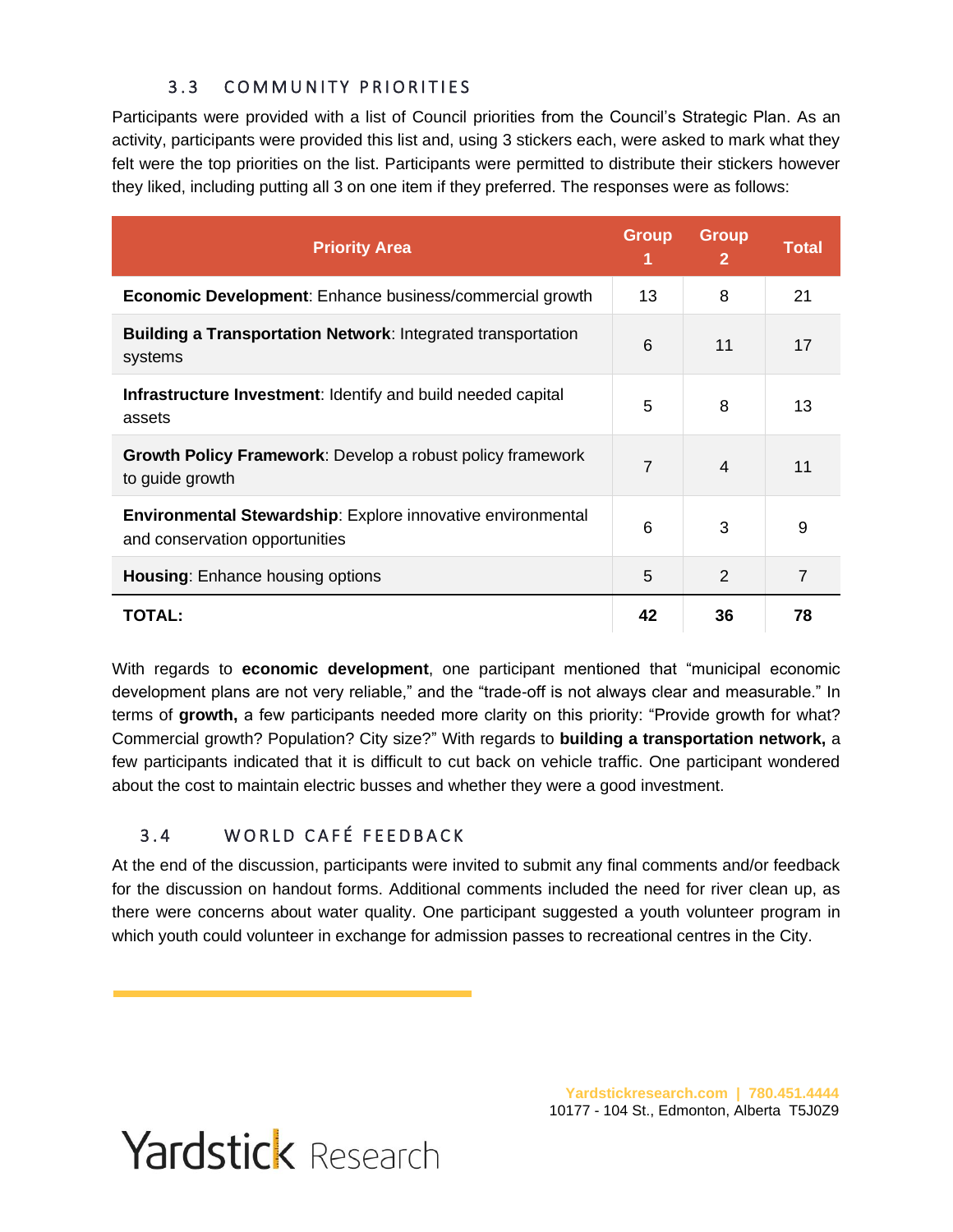### 3.3 COMMUNITY PRIORITIES

Participants were provided with a list of Council priorities from the Council's Strategic Plan. As an activity, participants were provided this list and, using 3 stickers each, were asked to mark what they felt were the top priorities on the list. Participants were permitted to distribute their stickers however they liked, including putting all 3 on one item if they preferred. The responses were as follows:

| Priority Area | Group 1 | Group 2 | Total |
|---|---|---|---|
| **Economic Development**: Enhance business/commercial growth | 13 | 8 | 21 |
| **Building a Transportation Network**: Integrated transportation systems | 6 | 11 | 17 |
| **Infrastructure Investment**: Identify and build needed capital assets | 5 | 8 | 13 |
| **Growth Policy Framework**: Develop a robust policy framework to guide growth | 7 | 4 | 11 |
| **Environmental Stewardship**: Explore innovative environmental and conservation opportunities | 6 | 3 | 9 |
| **Housing**: Enhance housing options | 5 | 2 | 7 |
| **TOTAL:** | **42** | **36** | **78** |

With regards to **economic development**, one participant mentioned that "municipal economic development plans are not very reliable," and the "trade-off is not always clear and measurable." In terms of **growth,** a few participants needed more clarity on this priority: "Provide growth for what? Commercial growth? Population? City size?" With regards to **building a transportation network,** a few participants indicated that it is difficult to cut back on vehicle traffic. One participant wondered about the cost to maintain electric busses and whether they were a good investment.

### 3.4 WORLD CAFÉ FEEDBACK

At the end of the discussion, participants were invited to submit any final comments and/or feedback for the discussion on handout forms. Additional comments included the need for river clean up, as there were concerns about water quality. One participant suggested a youth volunteer program in which youth could volunteer in exchange for admission passes to recreational centres in the City.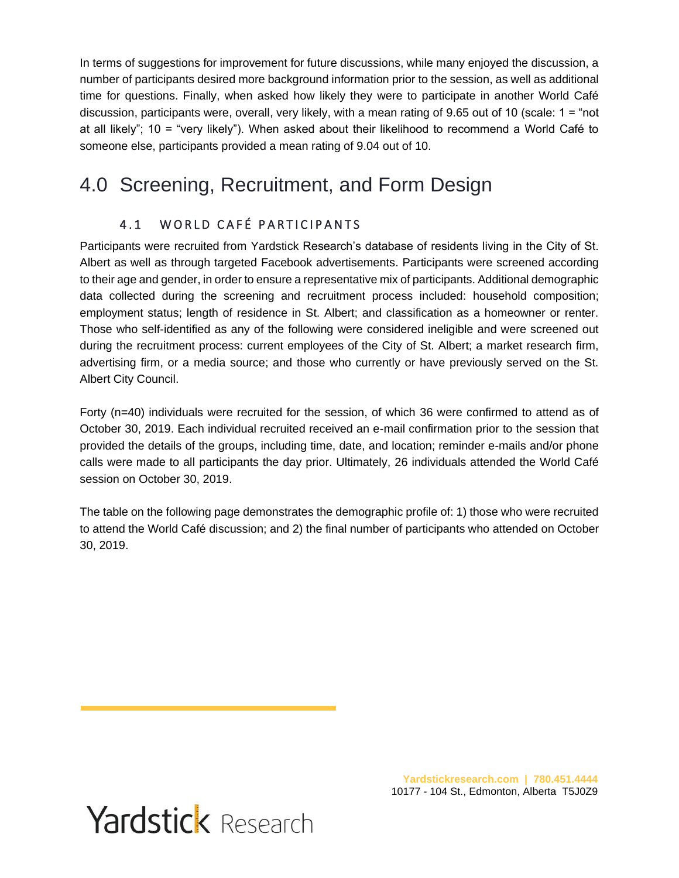In terms of suggestions for improvement for future discussions, while many enjoyed the discussion, a number of participants desired more background information prior to the session, as well as additional time for questions. Finally, when asked how likely they were to participate in another World Café discussion, participants were, overall, very likely, with a mean rating of 9.65 out of 10 (scale: 1 = "not at all likely"; 10 = "very likely"). When asked about their likelihood to recommend a World Café to someone else, participants provided a mean rating of 9.04 out of 10.

# 4.0 Screening, Recruitment, and Form Design

## 4.1 WORLD CAFÉ PARTICIPANTS

Participants were recruited from Yardstick Research's database of residents living in the City of St. Albert as well as through targeted Facebook advertisements. Participants were screened according to their age and gender, in order to ensure a representative mix of participants. Additional demographic data collected during the screening and recruitment process included: household composition; employment status; length of residence in St. Albert; and classification as a homeowner or renter. Those who self-identified as any of the following were considered ineligible and were screened out during the recruitment process: current employees of the City of St. Albert; a market research firm, advertising firm, or a media source; and those who currently or have previously served on the St. Albert City Council.

Forty (n=40) individuals were recruited for the session, of which 36 were confirmed to attend as of October 30, 2019. Each individual recruited received an e-mail confirmation prior to the session that provided the details of the groups, including time, date, and location; reminder e-mails and/or phone calls were made to all participants the day prior. Ultimately, 26 individuals attended the World Café session on October 30, 2019.

The table on the following page demonstrates the demographic profile of: 1) those who were recruited to attend the World Café discussion; and 2) the final number of participants who attended on October 30, 2019.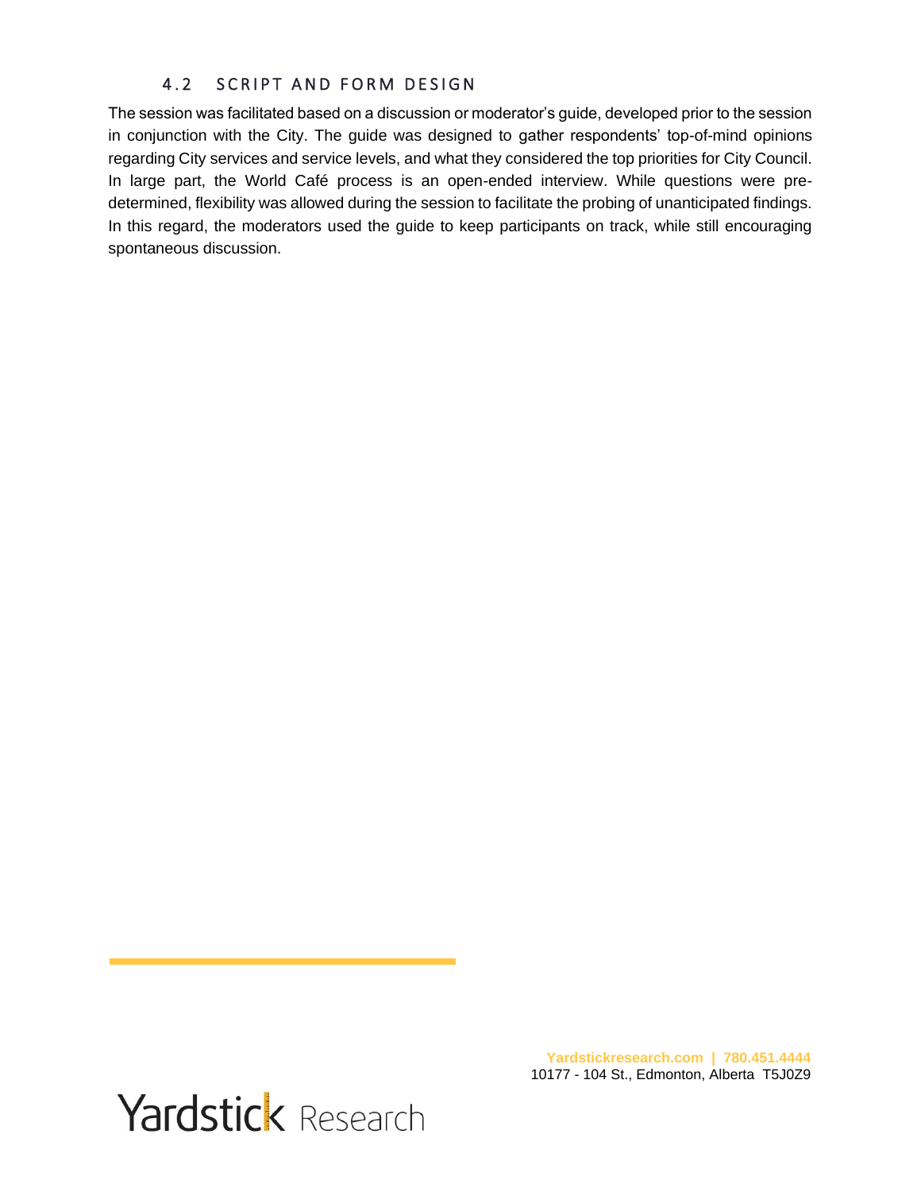### 4.2 SCRIPT AND FORM DESIGN

The session was facilitated based on a discussion or moderator's guide, developed prior to the session in conjunction with the City. The guide was designed to gather respondents' top-of-mind opinions regarding City services and service levels, and what they considered the top priorities for City Council. In large part, the World Café process is an open-ended interview. While questions were pre-determined, flexibility was allowed during the session to facilitate the probing of unanticipated findings. In this regard, the moderators used the guide to keep participants on track, while still encouraging spontaneous discussion.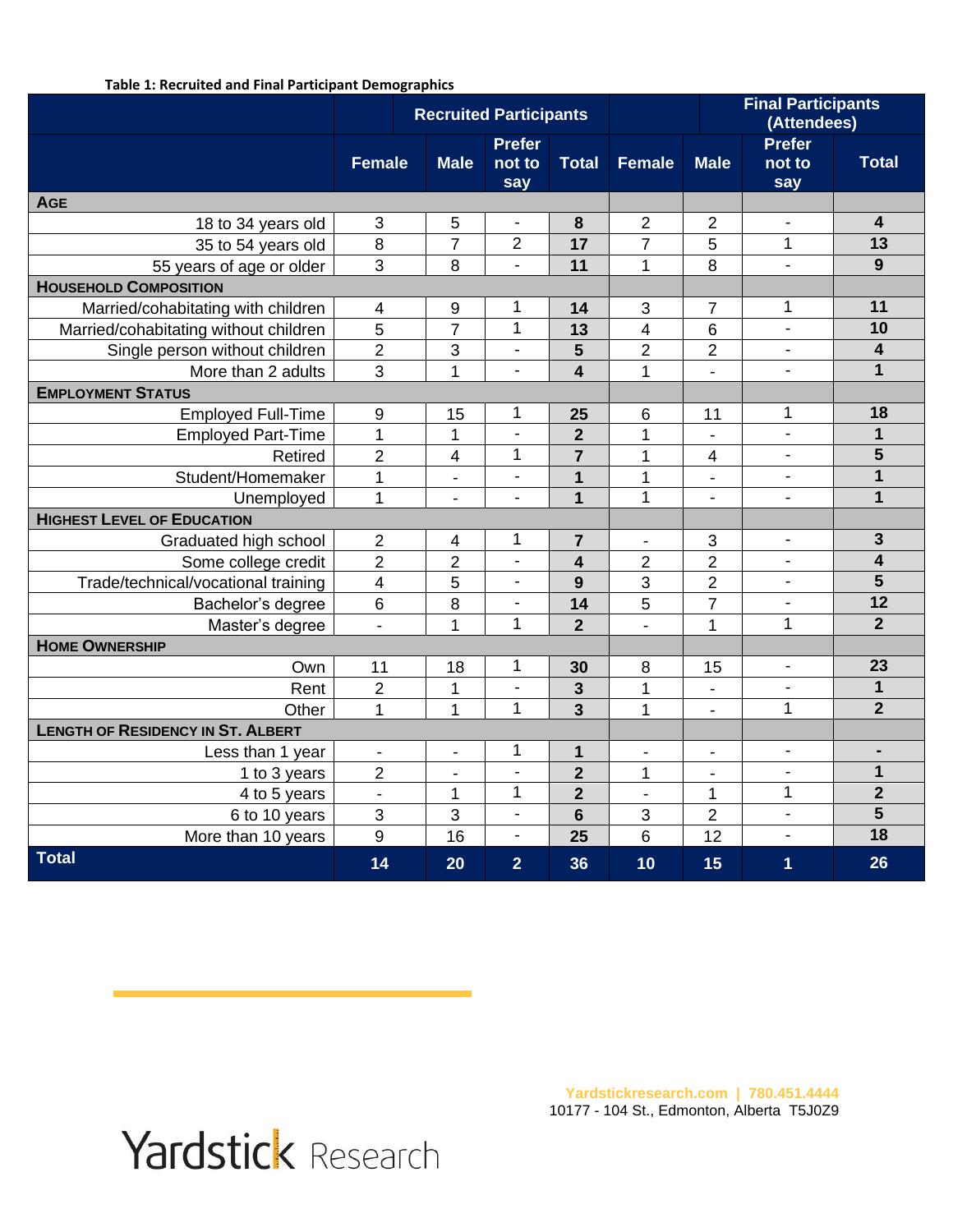**Table 1: Recruited and Final Participant Demographics**

| | Recruited Participants | | | | Final Participants (Attendees) | | | |
|---|---|---|---|---|---|---|---|---|
| | Female | Male | Prefer not to say | Total | Female | Male | Prefer not to say | Total |
| **AGE** | | | | | | | | |
| 18 to 34 years old | 3 | 5 | - | **8** | 2 | 2 | - | **4** |
| 35 to 54 years old | 8 | 7 | 2 | **17** | 7 | 5 | 1 | **13** |
| 55 years of age or older | 3 | 8 | - | **11** | 1 | 8 | - | **9** |
| **HOUSEHOLD COMPOSITION** | | | | | | | | |
| Married/cohabitating with children | 4 | 9 | 1 | **14** | 3 | 7 | 1 | **11** |
| Married/cohabitating without children | 5 | 7 | 1 | **13** | 4 | 6 | - | **10** |
| Single person without children | 2 | 3 | - | **5** | 2 | 2 | - | **4** |
| More than 2 adults | 3 | 1 | - | **4** | 1 | - | - | **1** |
| **EMPLOYMENT STATUS** | | | | | | | | |
| Employed Full-Time | 9 | 15 | 1 | **25** | 6 | 11 | 1 | **18** |
| Employed Part-Time | 1 | 1 | - | **2** | 1 | - | - | **1** |
| Retired | 2 | 4 | 1 | **7** | 1 | 4 | - | **5** |
| Student/Homemaker | 1 | - | - | **1** | 1 | - | - | **1** |
| Unemployed | 1 | - | - | **1** | 1 | - | - | **1** |
| **HIGHEST LEVEL OF EDUCATION** | | | | | | | | |
| Graduated high school | 2 | 4 | 1 | **7** | - | 3 | - | **3** |
| Some college credit | 2 | 2 | - | **4** | 2 | 2 | - | **4** |
| Trade/technical/vocational training | 4 | 5 | - | **9** | 3 | 2 | - | **5** |
| Bachelor's degree | 6 | 8 | - | **14** | 5 | 7 | - | **12** |
| Master's degree | - | 1 | 1 | **2** | - | 1 | 1 | **2** |
| **HOME OWNERSHIP** | | | | | | | | |
| Own | 11 | 18 | 1 | **30** | 8 | 15 | - | **23** |
| Rent | 2 | 1 | - | **3** | 1 | - | - | **1** |
| Other | 1 | 1 | 1 | **3** | 1 | - | 1 | **2** |
| **LENGTH OF RESIDENCY IN ST. ALBERT** | | | | | | | | |
| Less than 1 year | - | - | 1 | **1** | - | - | - | **-** |
| 1 to 3 years | 2 | - | - | **2** | 1 | - | - | **1** |
| 4 to 5 years | - | 1 | 1 | **2** | - | 1 | 1 | **2** |
| 6 to 10 years | 3 | 3 | - | **6** | 3 | 2 | - | **5** |
| More than 10 years | 9 | 16 | - | **25** | 6 | 12 | - | **18** |
| **Total** | **14** | **20** | **2** | **36** | **10** | **15** | **1** | **26** |

Yardstickresearch.com | 780.451.4444
10177 - 104 St., Edmonton, Alberta T5J0Z9

Yardstick Research